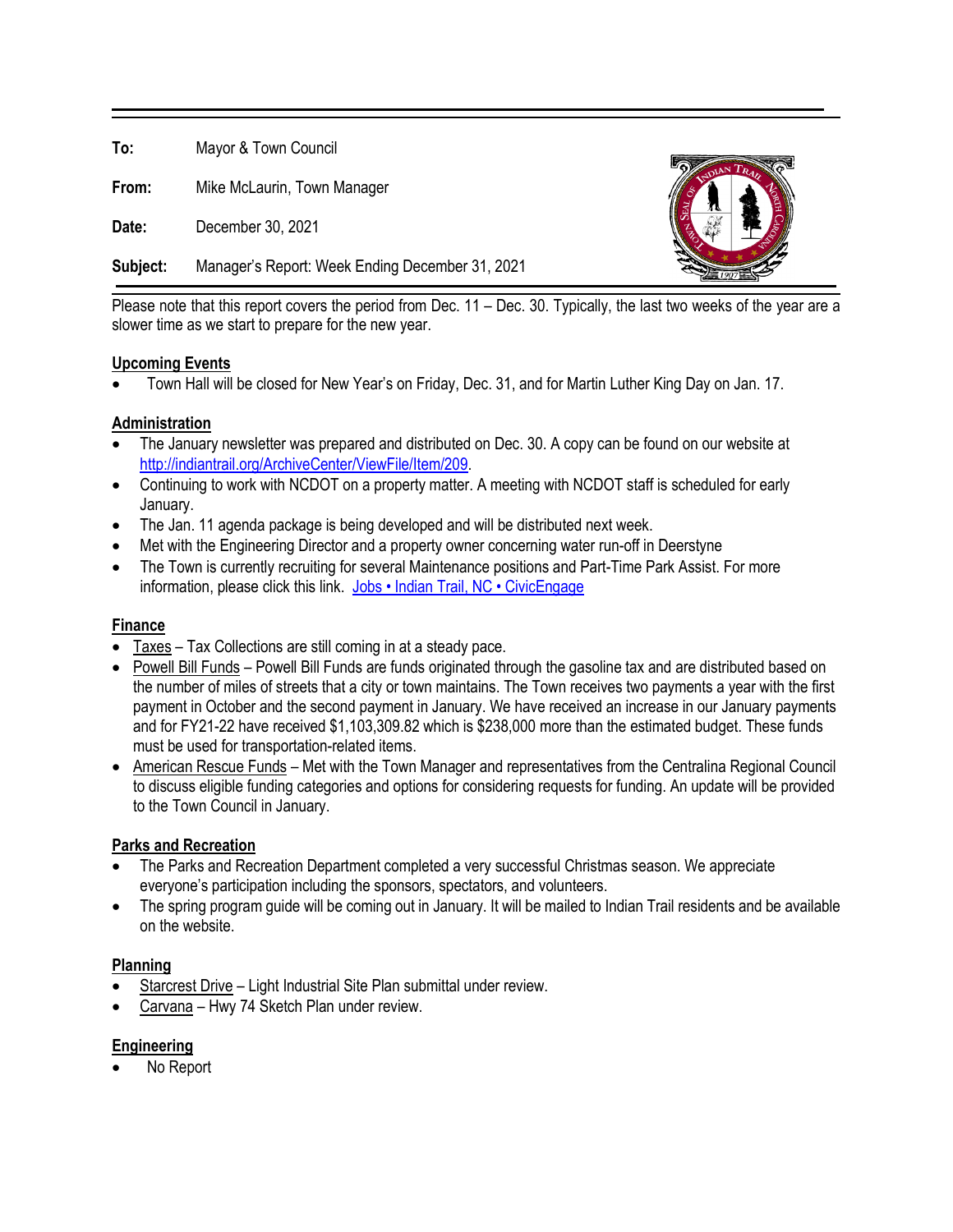**To:** Mayor & Town Council

**From:** Mike McLaurin, Town Manager

**Date:** December 30, 2021

**Subject:** Manager's Report: Week Ending December 31, 2021

Please note that this report covers the period from Dec. 11 – Dec. 30. Typically, the last two weeks of the year are a slower time as we start to prepare for the new year.

## Upcoming Events

- Town Hall will be closed for New Year's on Friday, Dec. 31, and for Martin Luther King Day on Jan. 17.

## Administration

- The January newsletter was prepared and distributed on Dec. 30. A copy can be found on our website at http://indiantrail.org/ArchiveCenter/ViewFile/Item/209.
- Continuing to work with NCDOT on a property matter. A meeting with NCDOT staff is scheduled for early January.
- The Jan. 11 agenda package is being developed and will be distributed next week.
- Met with the Engineering Director and a property owner concerning water run-off in Deerstyne
- The Town is currently recruiting for several Maintenance positions and Part-Time Park Assist. For more information, please click this link. Jobs • Indian Trail, NC • CivicEngage

## Finance

- Taxes – Tax Collections are still coming in at a steady pace.
- Powell Bill Funds – Powell Bill Funds are funds originated through the gasoline tax and are distributed based on the number of miles of streets that a city or town maintains. The Town receives two payments a year with the first payment in October and the second payment in January. We have received an increase in our January payments and for FY21-22 have received $1,103,309.82 which is $238,000 more than the estimated budget. These funds must be used for transportation-related items.
- American Rescue Funds – Met with the Town Manager and representatives from the Centralina Regional Council to discuss eligible funding categories and options for considering requests for funding. An update will be provided to the Town Council in January.

## Parks and Recreation

- The Parks and Recreation Department completed a very successful Christmas season. We appreciate everyone's participation including the sponsors, spectators, and volunteers.
- The spring program guide will be coming out in January. It will be mailed to Indian Trail residents and be available on the website.

## Planning

- Starcrest Drive – Light Industrial Site Plan submittal under review.
- Carvana – Hwy 74 Sketch Plan under review.

## Engineering

- No Report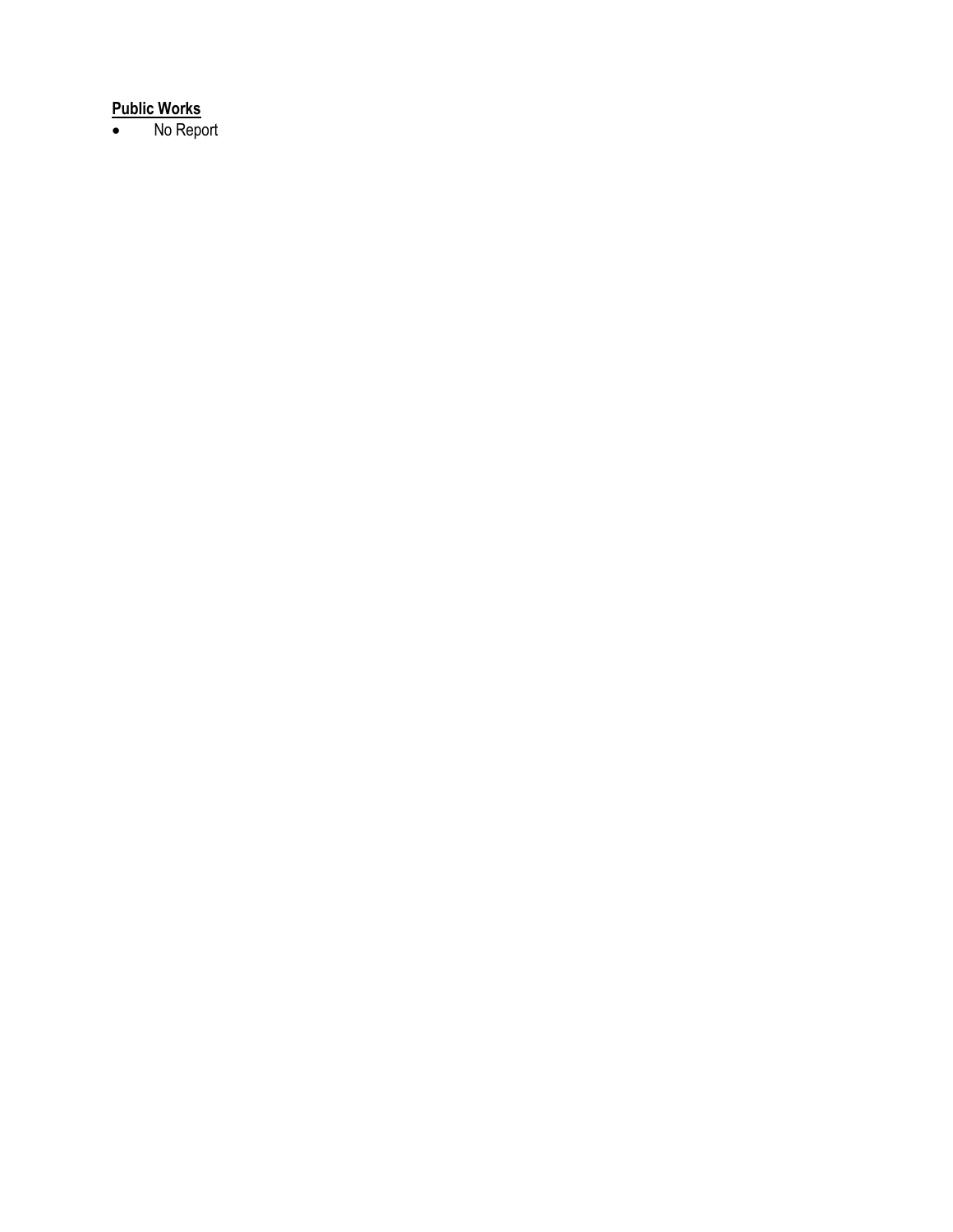**Public Works**

- No Report